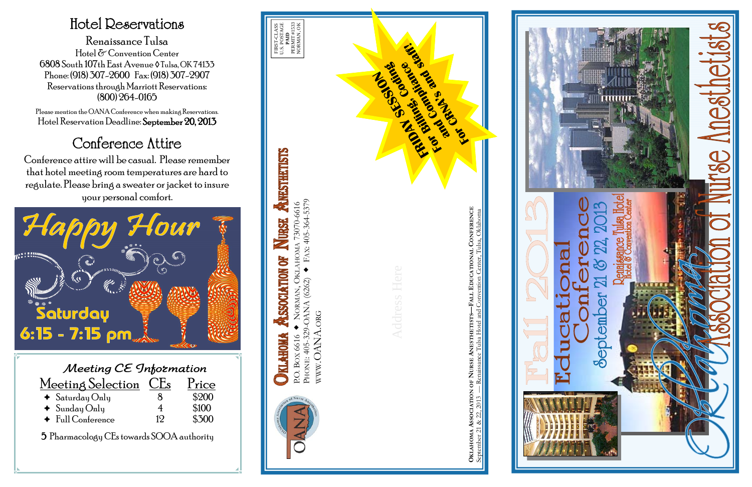# Hotel Reservations

Renaissance Tulsa

Hotel & Convention Center

6808 South 107th East Avenue ◊ Tulsa, OK 74133

Phone: (918) 307-2600 Fax: (918) 307-2907

Reservations through Marriott Reservations:

(800) 264-0165

Please mention the OANA Conference when making Reservations.

Hotel Reservation Deadline: **September 20, 2013**

# Conference Attire

Conference attire will be casual. Please remember that hotel meeting room temperatures are hard to regulate. Please bring a sweater or jacket to insure your personal comfort.

## Happy Hour

Saturday

6:15 - 7:15 pm

## Meeting CE Information

| Meeting Selection | CEs | Price |
|---|---|---|
| ✦ Saturday Only | 8 | $200 |
| ✦ Sunday Only | 4 | $100 |
| ✦ Full Conference | 12 | $300 |

5 Pharmacology CEs towards SOOA authority

---

FIRST-CLASS
U.S. POSTAGE
PAID
PERMIT #1533
NORMAN, OK

**FRIDAY SESSION For Billing, Coding and Compliance For CRNA's and Staff!!**

OANA

**Oklahoma Association of Nurse Anesthetists**

P.O. Box 6616 ✦ Norman, Oklahoma 73070-6616

Phone: 405-329-OANA (6262) ✦ Fax: 405-364-5379

WWW.OANA.ORG

Address Here

Oklahoma Association of Nurse Anesthetists—Fall Educational Conference

September 21 & 22, 2013 — Renaissance Tulsa Hotel and Convention Center, Tulsa, Oklahoma

---

# Oklahoma Association of Nurse Anesthetists

## Fall 2013

## Educational Conference

September 21 & 22, 2013

Renaissance Tulsa Hotel

Hotel & Convention Center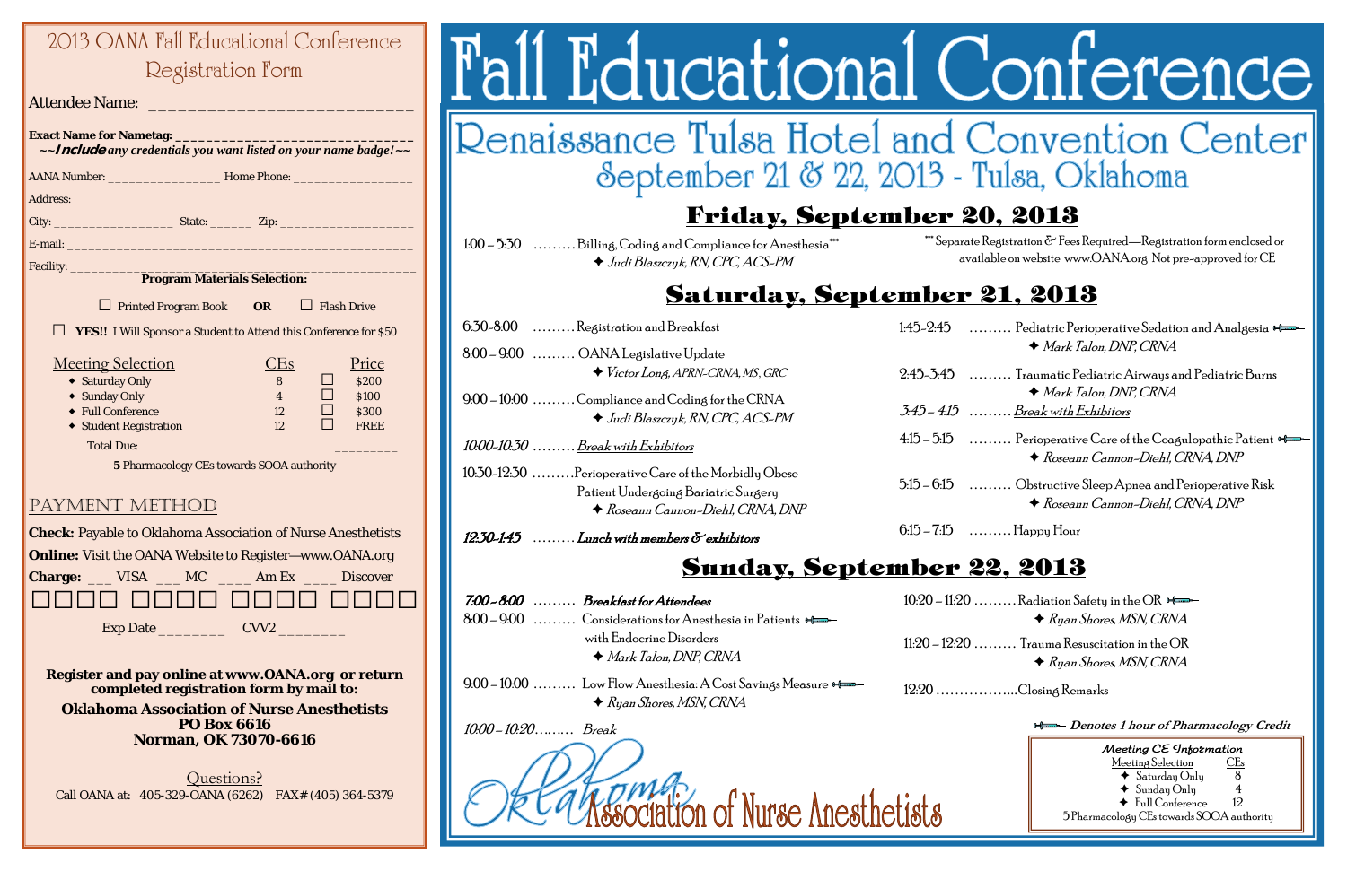# 2013 OANA Fall Educational Conference Registration Form

Attendee Name: ___________________________

**Exact Name for Nametag:** ___________________________
*~~Include any credentials you want listed on your name badge!~~*

AANA Number: _______________ Home Phone: _______________

Address: _______________________________________________

City: _________________ State: ______ Zip: _________________

E-mail: ________________________________________________

Facility: _______________________________________________

**Program Materials Selection:**

☐ Printed Program Book **OR** ☐ Flash Drive

☐ **YES!!** I Will Sponsor a Student to Attend this Conference for $50

| Meeting Selection | CEs | | Price |
|---|---|---|---|
| Saturday Only | 8 | ☐ | $200 |
| Sunday Only | 4 | ☐ | $100 |
| Full Conference | 12 | ☐ | $300 |
| Student Registration | 12 | ☐ | FREE |
| Total Due: | | | ________ |

**5** Pharmacology CEs towards SOOA authority

## PAYMENT METHOD

**Check:** Payable to Oklahoma Association of Nurse Anesthetists

**Online:** Visit the OANA Website to Register—www.OANA.org

**Charge:** ___ VISA ___ MC ____ Am Ex ____ Discover

☐☐☐☐ ☐☐☐☐ ☐☐☐☐ ☐☐☐☐

Exp Date ________ CVV2 ________

**Register and pay online at www.OANA.org or return completed registration form by mail to:**

**Oklahoma Association of Nurse Anesthetists**
**PO Box 6616**
**Norman, OK 73070-6616**

Questions?
Call OANA at: 405-329-OANA (6262) FAX# (405) 364-5379

# Fall Educational Conference

## Renaissance Tulsa Hotel and Convention Center
## September 21 & 22, 2013 - Tulsa, Oklahoma

## Friday, September 20, 2013

1:00 – 5:30 ......... Billing, Coding and Compliance for Anesthesia***
✦ *Judi Blaszczyk, RN, CPC, ACS-PM*

*** Separate Registration & Fees Required—Registration form enclosed or available on website www.OANA.org Not pre-approved for CE

## Saturday, September 21, 2013

6:30–8:00 ......... Registration and Breakfast

8:00 – 9:00 ......... OANA Legislative Update
✦ *Victor Long, APRN-CRNA, MS, GRC*

9:00 – 10:00 ......... Compliance and Coding for the CRNA
✦ *Judi Blaszczyk, RN, CPC, ACS-PM*

*10:00-10:30* ......... *Break with Exhibitors*

10:30-12:30 ......... Perioperative Care of the Morbidly Obese Patient Undergoing Bariatric Surgery
✦ *Roseann Cannon-Diehl, CRNA, DNP*

*12:30-1:45* ......... ***Lunch with members & exhibitors***

1:45-2:45 ......... Pediatric Perioperative Sedation and Analgesia 💉
✦ *Mark Talon, DNP, CRNA*

2:45-3:45 ......... Traumatic Pediatric Airways and Pediatric Burns
✦ *Mark Talon, DNP, CRNA*

*3:45 – 4:15* ......... *Break with Exhibitors*

4:15 – 5:15 ......... Perioperative Care of the Coagulopathic Patient 💉
✦ *Roseann Cannon-Diehl, CRNA, DNP*

5:15 – 6:15 ......... Obstructive Sleep Apnea and Perioperative Risk
✦ *Roseann Cannon-Diehl, CRNA, DNP*

6:15 – 7:15 ......... Happy Hour

## Sunday, September 22, 2013

***7:00 - 8:00*** ......... ***Breakfast for Attendees***

8:00 – 9:00 ......... Considerations for Anesthesia in Patients with Endocrine Disorders 💉
✦ *Mark Talon, DNP, CRNA*

9:00 – 10:00 ......... Low Flow Anesthesia: A Cost Savings Measure 💉
✦ *Ryan Shores, MSN, CRNA*

*10:00 – 10:20* ......... *Break*

10:20 – 11:20 ......... Radiation Safety in the OR 💉
✦ *Ryan Shores, MSN, CRNA*

11:20 – 12:20 ......... Trauma Resuscitation in the OR
✦ *Ryan Shores, MSN, CRNA*

12:20 ................. Closing Remarks

💉 ***Denotes 1 hour of Pharmacology Credit***

***Meeting CE Information***

| Meeting Selection | CEs |
|---|---|
| ✦ Saturday Only | 8 |
| ✦ Sunday Only | 4 |
| ✦ Full Conference | 12 |

5 Pharmacology CEs towards SOOA authority

Oklahoma Association of Nurse Anesthetists